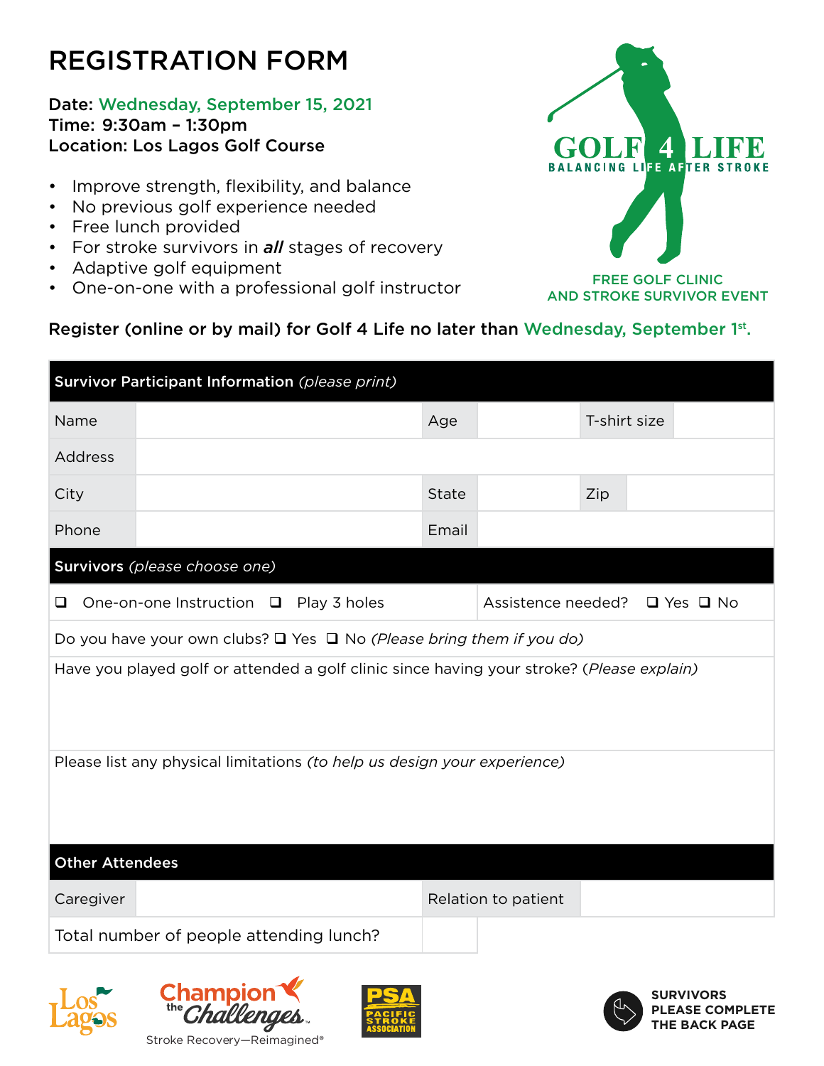# REGISTRATION FORM

**Date:** Wednesday, September 15, 2021
**Time:** 9:30am – 1:30pm
**Location:** Los Lagos Golf Course

- Improve strength, flexibility, and balance
- No previous golf experience needed
- Free lunch provided
- For stroke survivors in ***all*** stages of recovery
- Adaptive golf equipment
- One-on-one with a professional golf instructor

GOLF 4 LIFE
BALANCING LIFE AFTER STROKE

FREE GOLF CLINIC AND STROKE SURVIVOR EVENT

**Register (online or by mail) for Golf 4 Life no later than Wednesday, September 1st.**

| **Survivor Participant Information** *(please print)* | | | | | |
|---|---|---|---|---|---|
| Name | | Age | | T-shirt size | |
| Address | | | | | |
| City | | State | | Zip | |
| Phone | | Email | | | |

**Survivors** *(please choose one)*

❑ One-on-one Instruction ❑ Play 3 holes

Assistence needed? ❑ Yes ❑ No

Do you have your own clubs? ❑ Yes ❑ No *(Please bring them if you do)*

Have you played golf or attended a golf clinic since having your stroke? (*Please explain)*

Please list any physical limitations *(to help us design your experience)*

| **Other Attendees** | | | |
|---|---|---|---|
| Caregiver | | Relation to patient | |
| Total number of people attending lunch? | | | |

Los Lagos

Champion the Challenges
Stroke Recovery—Reimagined®

PSA Pacific Stroke Association

SURVIVORS PLEASE COMPLETE THE BACK PAGE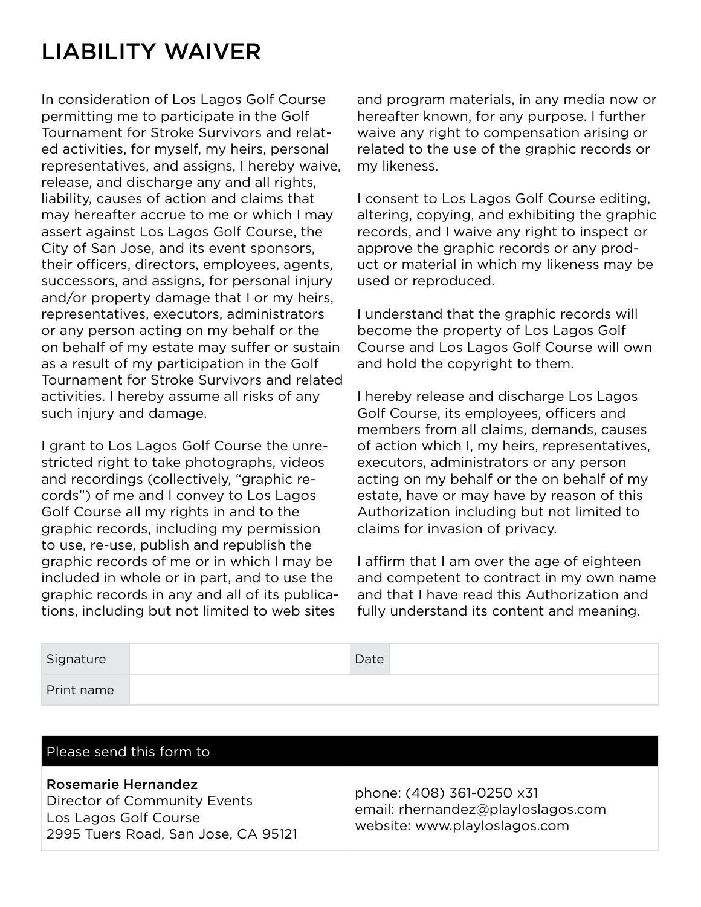# LIABILITY WAIVER

In consideration of Los Lagos Golf Course permitting me to participate in the Golf Tournament for Stroke Survivors and related activities, for myself, my heirs, personal representatives, and assigns, I hereby waive, release, and discharge any and all rights, liability, causes of action and claims that may hereafter accrue to me or which I may assert against Los Lagos Golf Course, the City of San Jose, and its event sponsors, their officers, directors, employees, agents, successors, and assigns, for personal injury and/or property damage that I or my heirs, representatives, executors, administrators or any person acting on my behalf or the on behalf of my estate may suffer or sustain as a result of my participation in the Golf Tournament for Stroke Survivors and related activities. I hereby assume all risks of any such injury and damage.

I grant to Los Lagos Golf Course the unrestricted right to take photographs, videos and recordings (collectively, "graphic records") of me and I convey to Los Lagos Golf Course all my rights in and to the graphic records, including my permission to use, re-use, publish and republish the graphic records of me or in which I may be included in whole or in part, and to use the graphic records in any and all of its publications, including but not limited to web sites and program materials, in any media now or hereafter known, for any purpose. I further waive any right to compensation arising or related to the use of the graphic records or my likeness.

I consent to Los Lagos Golf Course editing, altering, copying, and exhibiting the graphic records, and I waive any right to inspect or approve the graphic records or any product or material in which my likeness may be used or reproduced.

I understand that the graphic records will become the property of Los Lagos Golf Course and Los Lagos Golf Course will own and hold the copyright to them.

I hereby release and discharge Los Lagos Golf Course, its employees, officers and members from all claims, demands, causes of action which I, my heirs, representatives, executors, administrators or any person acting on my behalf or the on behalf of my estate, have or may have by reason of this Authorization including but not limited to claims for invasion of privacy.

I affirm that I am over the age of eighteen and competent to contract in my own name and that I have read this Authorization and fully understand its content and meaning.

| | | | |
|---|---|---|---|
| Signature | | Date | |
| Print name | | | |

| Please send this form to | |
|---|---|
| **Rosemarie Hernandez**<br>Director of Community Events<br>Los Lagos Golf Course<br>2995 Tuers Road, San Jose, CA 95121 | phone: (408) 361-0250 x31<br>email: rhernandez@playloslagos.com<br>website: www.playloslagos.com |